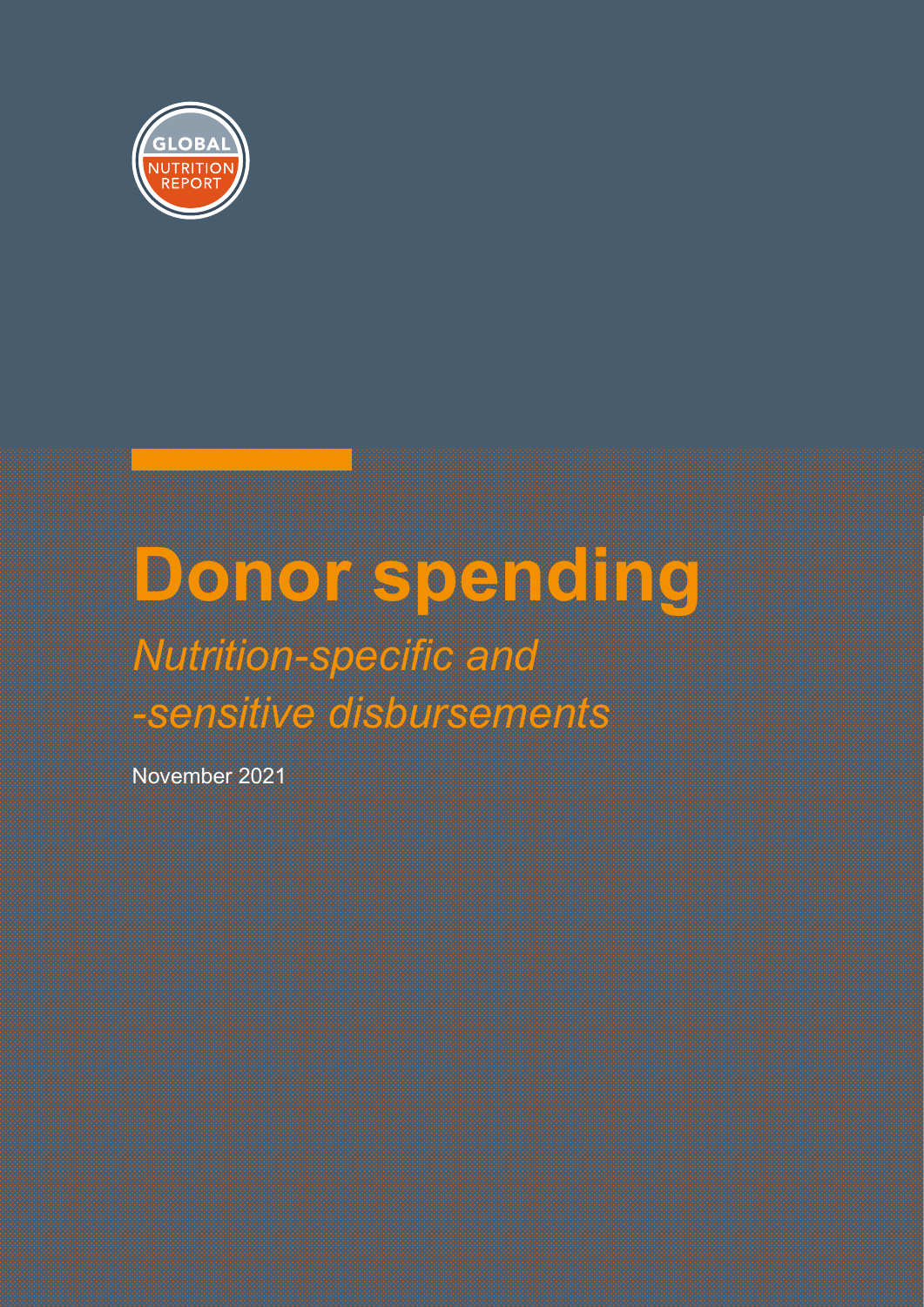GLOBAL NUTRITION REPORT

# Donor spending

*Nutrition-specific and -sensitive disbursements*

November 2021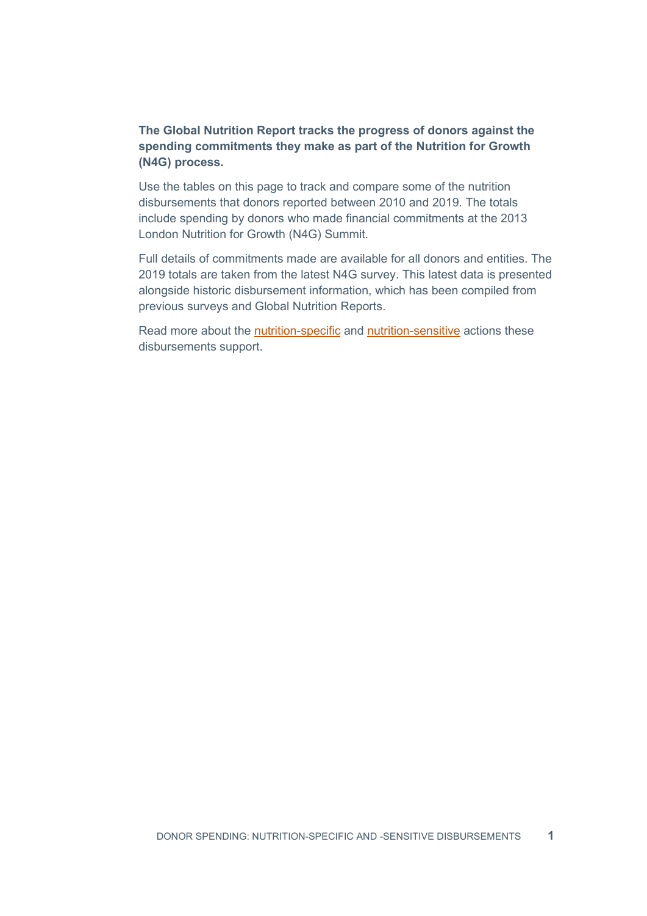**The Global Nutrition Report tracks the progress of donors against the spending commitments they make as part of the Nutrition for Growth (N4G) process.**

Use the tables on this page to track and compare some of the nutrition disbursements that donors reported between 2010 and 2019. The totals include spending by donors who made financial commitments at the 2013 London Nutrition for Growth (N4G) Summit.

Full details of commitments made are available for all donors and entities. The 2019 totals are taken from the latest N4G survey. This latest data is presented alongside historic disbursement information, which has been compiled from previous surveys and Global Nutrition Reports.

Read more about the nutrition-specific and nutrition-sensitive actions these disbursements support.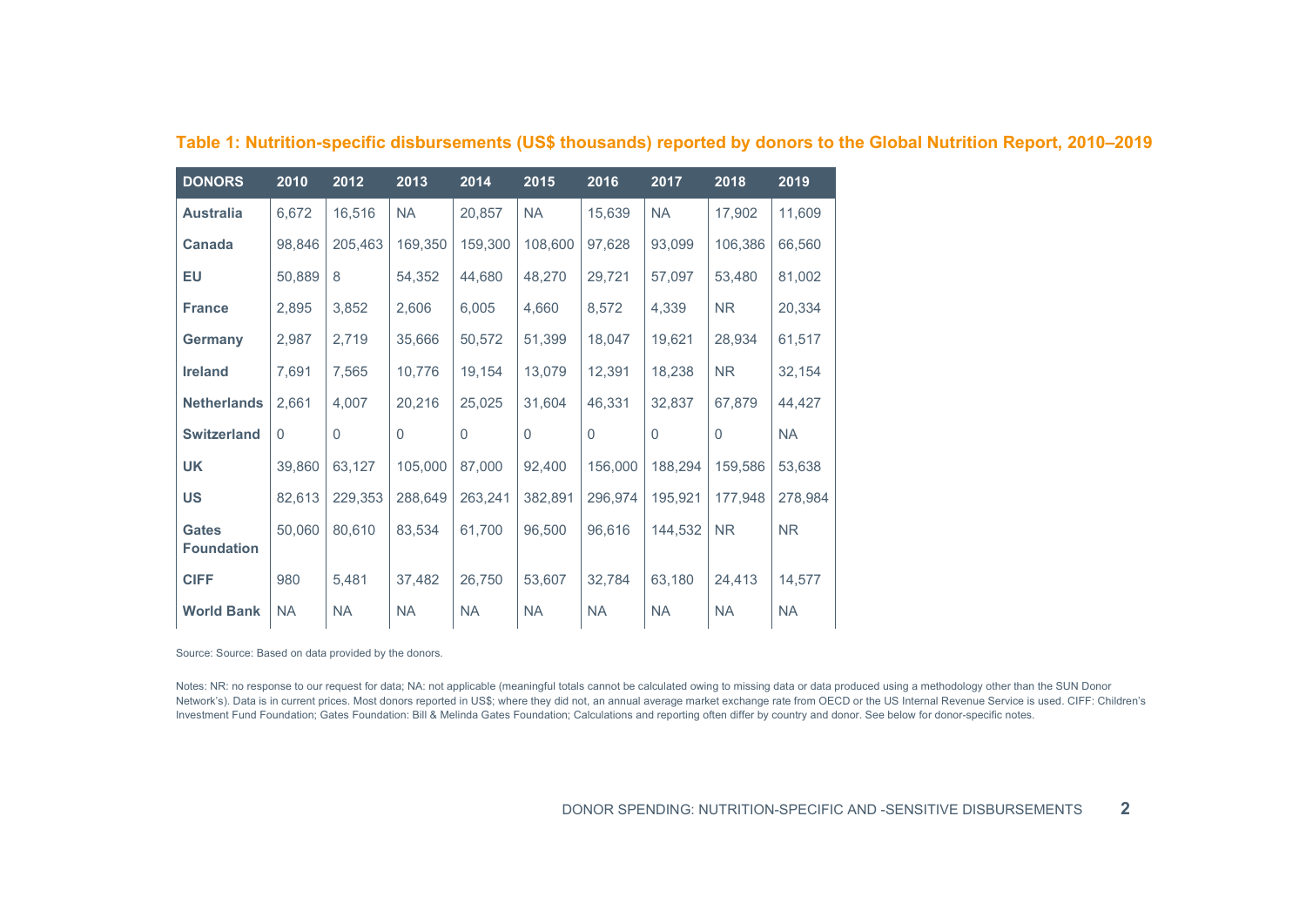**Table 1: Nutrition-specific disbursements (US$ thousands) reported by donors to the Global Nutrition Report, 2010–2019**

| DONORS | 2010 | 2012 | 2013 | 2014 | 2015 | 2016 | 2017 | 2018 | 2019 |
|---|---|---|---|---|---|---|---|---|---|
| **Australia** | 6,672 | 16,516 | NA | 20,857 | NA | 15,639 | NA | 17,902 | 11,609 |
| **Canada** | 98,846 | 205,463 | 169,350 | 159,300 | 108,600 | 97,628 | 93,099 | 106,386 | 66,560 |
| **EU** | 50,889 | 8 | 54,352 | 44,680 | 48,270 | 29,721 | 57,097 | 53,480 | 81,002 |
| **France** | 2,895 | 3,852 | 2,606 | 6,005 | 4,660 | 8,572 | 4,339 | NR | 20,334 |
| **Germany** | 2,987 | 2,719 | 35,666 | 50,572 | 51,399 | 18,047 | 19,621 | 28,934 | 61,517 |
| **Ireland** | 7,691 | 7,565 | 10,776 | 19,154 | 13,079 | 12,391 | 18,238 | NR | 32,154 |
| **Netherlands** | 2,661 | 4,007 | 20,216 | 25,025 | 31,604 | 46,331 | 32,837 | 67,879 | 44,427 |
| **Switzerland** | 0 | 0 | 0 | 0 | 0 | 0 | 0 | 0 | NA |
| **UK** | 39,860 | 63,127 | 105,000 | 87,000 | 92,400 | 156,000 | 188,294 | 159,586 | 53,638 |
| **US** | 82,613 | 229,353 | 288,649 | 263,241 | 382,891 | 296,974 | 195,921 | 177,948 | 278,984 |
| **Gates Foundation** | 50,060 | 80,610 | 83,534 | 61,700 | 96,500 | 96,616 | 144,532 | NR | NR |
| **CIFF** | 980 | 5,481 | 37,482 | 26,750 | 53,607 | 32,784 | 63,180 | 24,413 | 14,577 |
| **World Bank** | NA | NA | NA | NA | NA | NA | NA | NA | NA |

Source: Source: Based on data provided by the donors.

Notes: NR: no response to our request for data; NA: not applicable (meaningful totals cannot be calculated owing to missing data or data produced using a methodology other than the SUN Donor Network's). Data is in current prices. Most donors reported in US$; where they did not, an annual average market exchange rate from OECD or the US Internal Revenue Service is used. CIFF: Children's Investment Fund Foundation; Gates Foundation: Bill & Melinda Gates Foundation; Calculations and reporting often differ by country and donor. See below for donor-specific notes.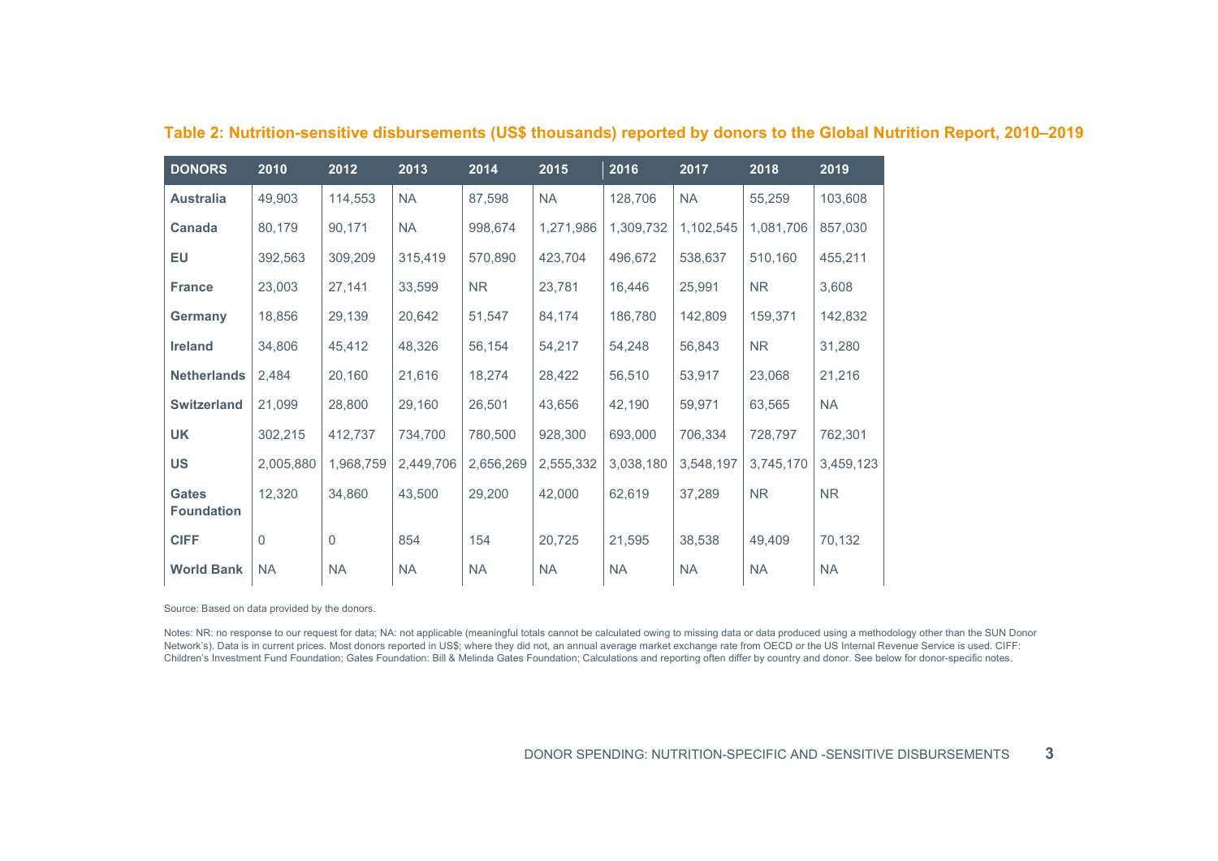**Table 2: Nutrition-sensitive disbursements (US$ thousands) reported by donors to the Global Nutrition Report, 2010–2019**

| DONORS | 2010 | 2012 | 2013 | 2014 | 2015 | 2016 | 2017 | 2018 | 2019 |
|---|---|---|---|---|---|---|---|---|---|
| **Australia** | 49,903 | 114,553 | NA | 87,598 | NA | 128,706 | NA | 55,259 | 103,608 |
| **Canada** | 80,179 | 90,171 | NA | 998,674 | 1,271,986 | 1,309,732 | 1,102,545 | 1,081,706 | 857,030 |
| **EU** | 392,563 | 309,209 | 315,419 | 570,890 | 423,704 | 496,672 | 538,637 | 510,160 | 455,211 |
| **France** | 23,003 | 27,141 | 33,599 | NR | 23,781 | 16,446 | 25,991 | NR | 3,608 |
| **Germany** | 18,856 | 29,139 | 20,642 | 51,547 | 84,174 | 186,780 | 142,809 | 159,371 | 142,832 |
| **Ireland** | 34,806 | 45,412 | 48,326 | 56,154 | 54,217 | 54,248 | 56,843 | NR | 31,280 |
| **Netherlands** | 2,484 | 20,160 | 21,616 | 18,274 | 28,422 | 56,510 | 53,917 | 23,068 | 21,216 |
| **Switzerland** | 21,099 | 28,800 | 29,160 | 26,501 | 43,656 | 42,190 | 59,971 | 63,565 | NA |
| **UK** | 302,215 | 412,737 | 734,700 | 780,500 | 928,300 | 693,000 | 706,334 | 728,797 | 762,301 |
| **US** | 2,005,880 | 1,968,759 | 2,449,706 | 2,656,269 | 2,555,332 | 3,038,180 | 3,548,197 | 3,745,170 | 3,459,123 |
| **Gates Foundation** | 12,320 | 34,860 | 43,500 | 29,200 | 42,000 | 62,619 | 37,289 | NR | NR |
| **CIFF** | 0 | 0 | 854 | 154 | 20,725 | 21,595 | 38,538 | 49,409 | 70,132 |
| **World Bank** | NA | NA | NA | NA | NA | NA | NA | NA | NA |

Source: Based on data provided by the donors.

Notes: NR: no response to our request for data; NA: not applicable (meaningful totals cannot be calculated owing to missing data or data produced using a methodology other than the SUN Donor Network's). Data is in current prices. Most donors reported in US$; where they did not, an annual average market exchange rate from OECD or the US Internal Revenue Service is used. CIFF: Children's Investment Fund Foundation; Gates Foundation: Bill & Melinda Gates Foundation; Calculations and reporting often differ by country and donor. See below for donor-specific notes.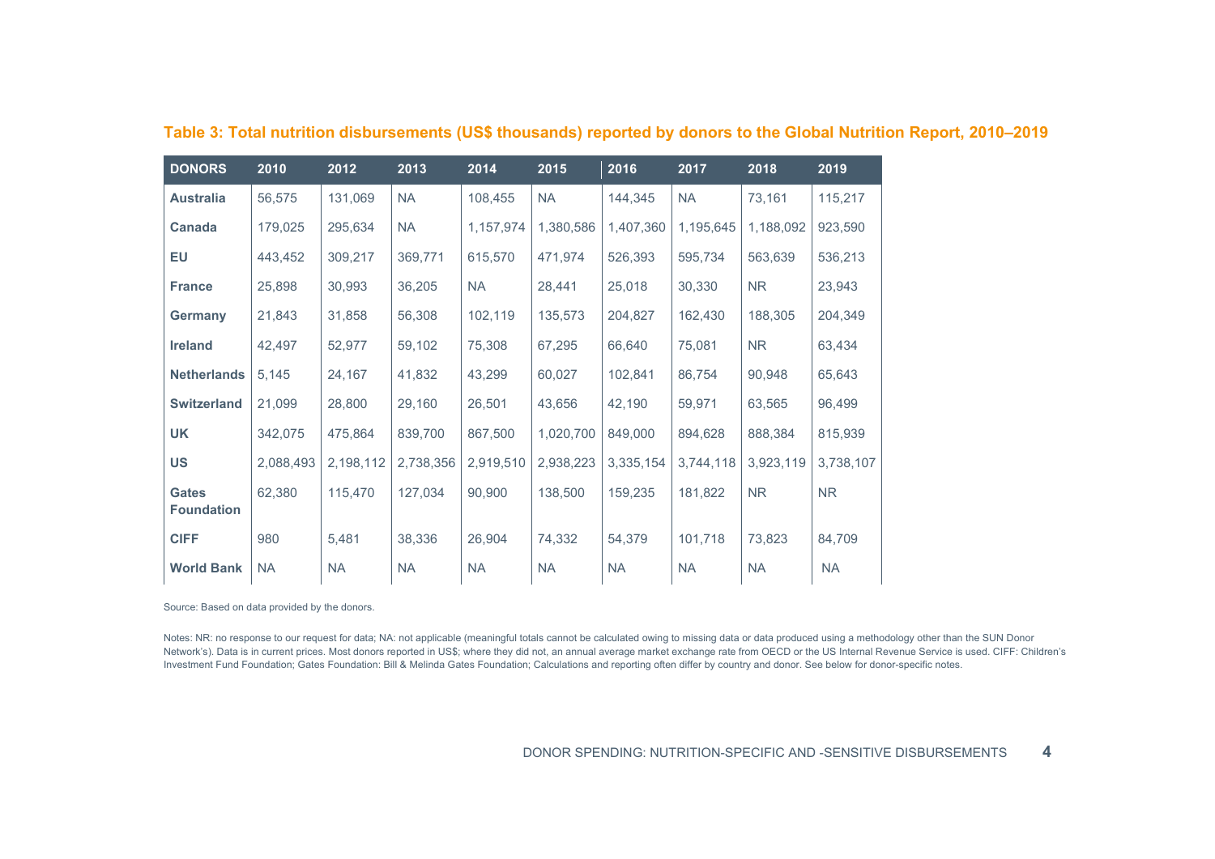**Table 3: Total nutrition disbursements (US$ thousands) reported by donors to the Global Nutrition Report, 2010–2019**

| DONORS | 2010 | 2012 | 2013 | 2014 | 2015 | 2016 | 2017 | 2018 | 2019 |
|---|---|---|---|---|---|---|---|---|---|
| **Australia** | 56,575 | 131,069 | NA | 108,455 | NA | 144,345 | NA | 73,161 | 115,217 |
| **Canada** | 179,025 | 295,634 | NA | 1,157,974 | 1,380,586 | 1,407,360 | 1,195,645 | 1,188,092 | 923,590 |
| **EU** | 443,452 | 309,217 | 369,771 | 615,570 | 471,974 | 526,393 | 595,734 | 563,639 | 536,213 |
| **France** | 25,898 | 30,993 | 36,205 | NA | 28,441 | 25,018 | 30,330 | NR | 23,943 |
| **Germany** | 21,843 | 31,858 | 56,308 | 102,119 | 135,573 | 204,827 | 162,430 | 188,305 | 204,349 |
| **Ireland** | 42,497 | 52,977 | 59,102 | 75,308 | 67,295 | 66,640 | 75,081 | NR | 63,434 |
| **Netherlands** | 5,145 | 24,167 | 41,832 | 43,299 | 60,027 | 102,841 | 86,754 | 90,948 | 65,643 |
| **Switzerland** | 21,099 | 28,800 | 29,160 | 26,501 | 43,656 | 42,190 | 59,971 | 63,565 | 96,499 |
| **UK** | 342,075 | 475,864 | 839,700 | 867,500 | 1,020,700 | 849,000 | 894,628 | 888,384 | 815,939 |
| **US** | 2,088,493 | 2,198,112 | 2,738,356 | 2,919,510 | 2,938,223 | 3,335,154 | 3,744,118 | 3,923,119 | 3,738,107 |
| **Gates Foundation** | 62,380 | 115,470 | 127,034 | 90,900 | 138,500 | 159,235 | 181,822 | NR | NR |
| **CIFF** | 980 | 5,481 | 38,336 | 26,904 | 74,332 | 54,379 | 101,718 | 73,823 | 84,709 |
| **World Bank** | NA | NA | NA | NA | NA | NA | NA | NA | NA |

Source: Based on data provided by the donors.

Notes: NR: no response to our request for data; NA: not applicable (meaningful totals cannot be calculated owing to missing data or data produced using a methodology other than the SUN Donor Network's). Data is in current prices. Most donors reported in US$; where they did not, an annual average market exchange rate from OECD or the US Internal Revenue Service is used. CIFF: Children's Investment Fund Foundation; Gates Foundation: Bill & Melinda Gates Foundation; Calculations and reporting often differ by country and donor. See below for donor-specific notes.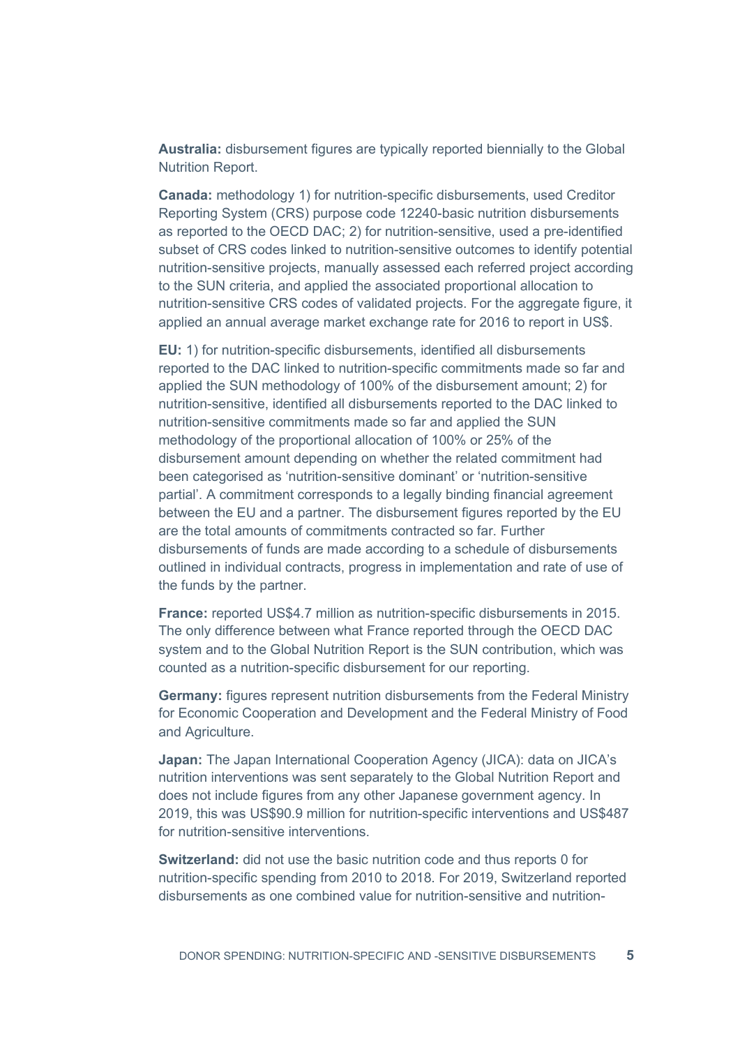**Australia:** disbursement figures are typically reported biennially to the Global Nutrition Report.

**Canada:** methodology 1) for nutrition-specific disbursements, used Creditor Reporting System (CRS) purpose code 12240-basic nutrition disbursements as reported to the OECD DAC; 2) for nutrition-sensitive, used a pre-identified subset of CRS codes linked to nutrition-sensitive outcomes to identify potential nutrition-sensitive projects, manually assessed each referred project according to the SUN criteria, and applied the associated proportional allocation to nutrition-sensitive CRS codes of validated projects. For the aggregate figure, it applied an annual average market exchange rate for 2016 to report in US$.

**EU:** 1) for nutrition-specific disbursements, identified all disbursements reported to the DAC linked to nutrition-specific commitments made so far and applied the SUN methodology of 100% of the disbursement amount; 2) for nutrition-sensitive, identified all disbursements reported to the DAC linked to nutrition-sensitive commitments made so far and applied the SUN methodology of the proportional allocation of 100% or 25% of the disbursement amount depending on whether the related commitment had been categorised as 'nutrition-sensitive dominant' or 'nutrition-sensitive partial'. A commitment corresponds to a legally binding financial agreement between the EU and a partner. The disbursement figures reported by the EU are the total amounts of commitments contracted so far. Further disbursements of funds are made according to a schedule of disbursements outlined in individual contracts, progress in implementation and rate of use of the funds by the partner.

**France:** reported US$4.7 million as nutrition-specific disbursements in 2015. The only difference between what France reported through the OECD DAC system and to the Global Nutrition Report is the SUN contribution, which was counted as a nutrition-specific disbursement for our reporting.

**Germany:** figures represent nutrition disbursements from the Federal Ministry for Economic Cooperation and Development and the Federal Ministry of Food and Agriculture.

**Japan:** The Japan International Cooperation Agency (JICA): data on JICA's nutrition interventions was sent separately to the Global Nutrition Report and does not include figures from any other Japanese government agency. In 2019, this was US$90.9 million for nutrition-specific interventions and US$487 for nutrition-sensitive interventions.

**Switzerland:** did not use the basic nutrition code and thus reports 0 for nutrition-specific spending from 2010 to 2018. For 2019, Switzerland reported disbursements as one combined value for nutrition-sensitive and nutrition-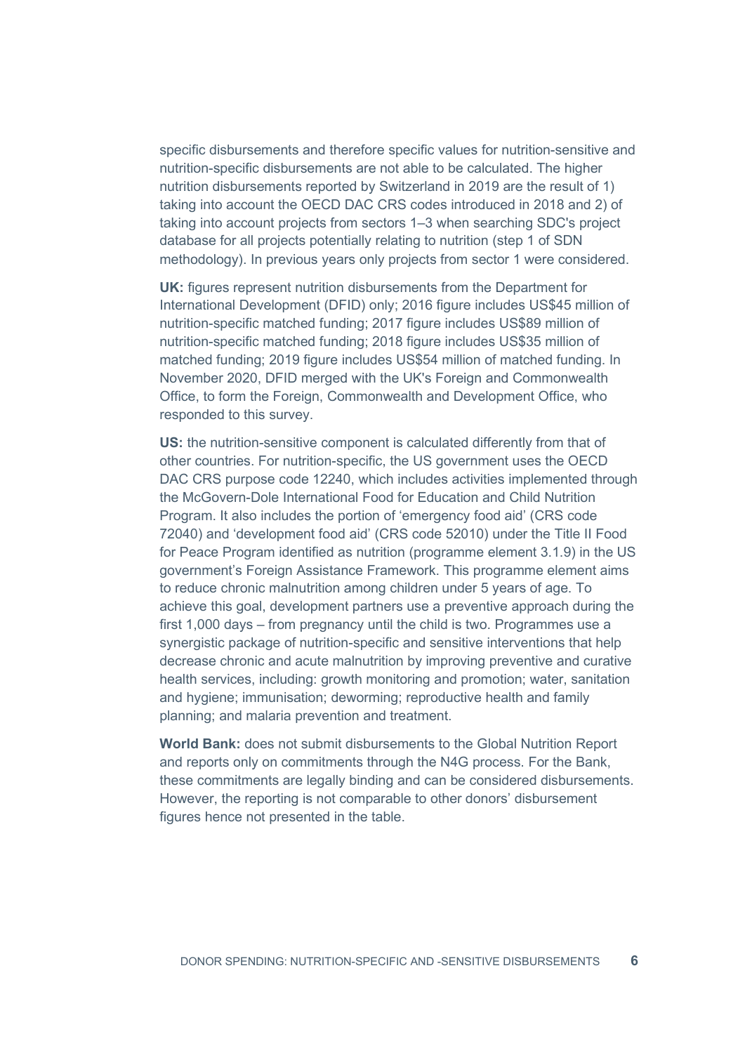specific disbursements and therefore specific values for nutrition-sensitive and nutrition-specific disbursements are not able to be calculated. The higher nutrition disbursements reported by Switzerland in 2019 are the result of 1) taking into account the OECD DAC CRS codes introduced in 2018 and 2) of taking into account projects from sectors 1–3 when searching SDC's project database for all projects potentially relating to nutrition (step 1 of SDN methodology). In previous years only projects from sector 1 were considered.

**UK:** figures represent nutrition disbursements from the Department for International Development (DFID) only; 2016 figure includes US$45 million of nutrition-specific matched funding; 2017 figure includes US$89 million of nutrition-specific matched funding; 2018 figure includes US$35 million of matched funding; 2019 figure includes US$54 million of matched funding. In November 2020, DFID merged with the UK's Foreign and Commonwealth Office, to form the Foreign, Commonwealth and Development Office, who responded to this survey.

**US:** the nutrition-sensitive component is calculated differently from that of other countries. For nutrition-specific, the US government uses the OECD DAC CRS purpose code 12240, which includes activities implemented through the McGovern-Dole International Food for Education and Child Nutrition Program. It also includes the portion of 'emergency food aid' (CRS code 72040) and 'development food aid' (CRS code 52010) under the Title II Food for Peace Program identified as nutrition (programme element 3.1.9) in the US government's Foreign Assistance Framework. This programme element aims to reduce chronic malnutrition among children under 5 years of age. To achieve this goal, development partners use a preventive approach during the first 1,000 days – from pregnancy until the child is two. Programmes use a synergistic package of nutrition-specific and sensitive interventions that help decrease chronic and acute malnutrition by improving preventive and curative health services, including: growth monitoring and promotion; water, sanitation and hygiene; immunisation; deworming; reproductive health and family planning; and malaria prevention and treatment.

**World Bank:** does not submit disbursements to the Global Nutrition Report and reports only on commitments through the N4G process. For the Bank, these commitments are legally binding and can be considered disbursements. However, the reporting is not comparable to other donors' disbursement figures hence not presented in the table.